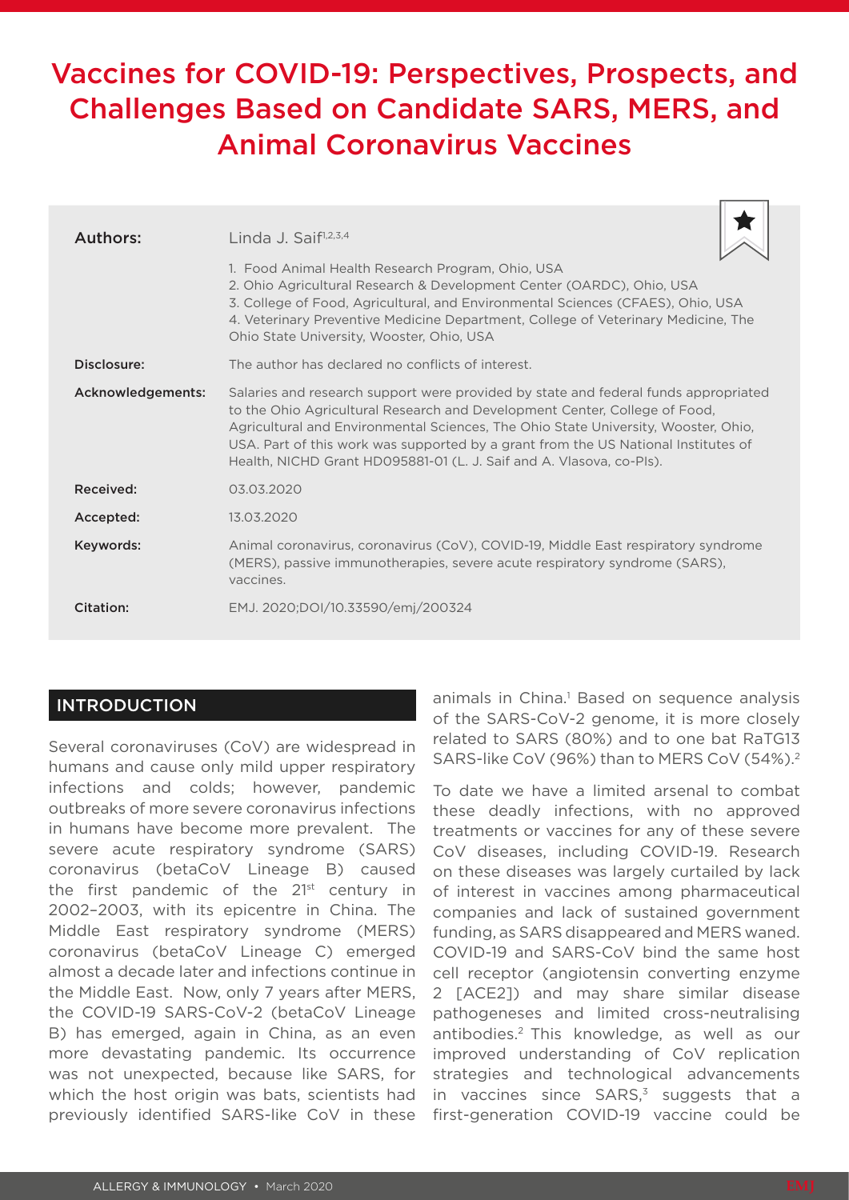# Vaccines for COVID-19: Perspectives, Prospects, and Challenges Based on Candidate SARS, MERS, and Animal Coronavirus Vaccines

**Authors:** Linda J. Saif[1,2,3,4]

1. Food Animal Health Research Program, Ohio, USA
2. Ohio Agricultural Research & Development Center (OARDC), Ohio, USA
3. College of Food, Agricultural, and Environmental Sciences (CFAES), Ohio, USA
4. Veterinary Preventive Medicine Department, College of Veterinary Medicine, The Ohio State University, Wooster, Ohio, USA

**Disclosure:** The author has declared no conflicts of interest.

**Acknowledgements:** Salaries and research support were provided by state and federal funds appropriated to the Ohio Agricultural Research and Development Center, College of Food, Agricultural and Environmental Sciences, The Ohio State University, Wooster, Ohio, USA. Part of this work was supported by a grant from the US National Institutes of Health, NICHD Grant HD095881-01 (L. J. Saif and A. Vlasova, co-PIs).

**Received:** 03.03.2020

**Accepted:** 13.03.2020

**Keywords:** Animal coronavirus, coronavirus (CoV), COVID-19, Middle East respiratory syndrome (MERS), passive immunotherapies, severe acute respiratory syndrome (SARS), vaccines.

**Citation:** EMJ. 2020;DOI/10.33590/emj/200324

## INTRODUCTION

Several coronaviruses (CoV) are widespread in humans and cause only mild upper respiratory infections and colds; however, pandemic outbreaks of more severe coronavirus infections in humans have become more prevalent. The severe acute respiratory syndrome (SARS) coronavirus (betaCoV Lineage B) caused the first pandemic of the 21st century in 2002–2003, with its epicentre in China. The Middle East respiratory syndrome (MERS) coronavirus (betaCoV Lineage C) emerged almost a decade later and infections continue in the Middle East. Now, only 7 years after MERS, the COVID-19 SARS-CoV-2 (betaCoV Lineage B) has emerged, again in China, as an even more devastating pandemic. Its occurrence was not unexpected, because like SARS, for which the host origin was bats, scientists had previously identified SARS-like CoV in these animals in China.[1] Based on sequence analysis of the SARS-CoV-2 genome, it is more closely related to SARS (80%) and to one bat RaTG13 SARS-like CoV (96%) than to MERS CoV (54%).[2]

To date we have a limited arsenal to combat these deadly infections, with no approved treatments or vaccines for any of these severe CoV diseases, including COVID-19. Research on these diseases was largely curtailed by lack of interest in vaccines among pharmaceutical companies and lack of sustained government funding, as SARS disappeared and MERS waned. COVID-19 and SARS-CoV bind the same host cell receptor (angiotensin converting enzyme 2 [ACE2]) and may share similar disease pathogeneses and limited cross-neutralising antibodies.[2] This knowledge, as well as our improved understanding of CoV replication strategies and technological advancements in vaccines since SARS,[3] suggests that a first-generation COVID-19 vaccine could be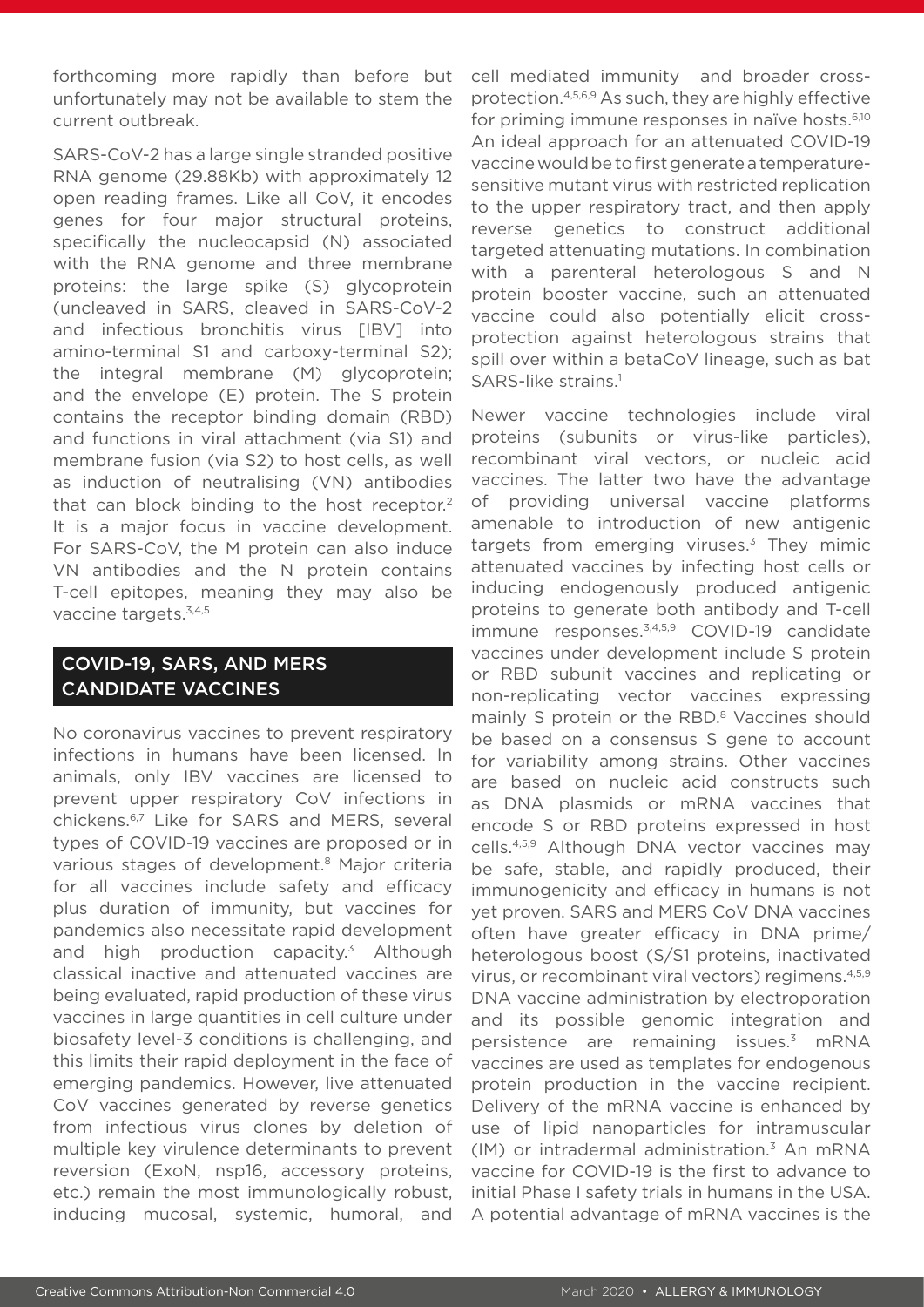forthcoming more rapidly than before but unfortunately may not be available to stem the current outbreak.

SARS-CoV-2 has a large single stranded positive RNA genome (29.88Kb) with approximately 12 open reading frames. Like all CoV, it encodes genes for four major structural proteins, specifically the nucleocapsid (N) associated with the RNA genome and three membrane proteins: the large spike (S) glycoprotein (uncleaved in SARS, cleaved in SARS-CoV-2 and infectious bronchitis virus [IBV] into amino-terminal S1 and carboxy-terminal S2); the integral membrane (M) glycoprotein; and the envelope (E) protein. The S protein contains the receptor binding domain (RBD) and functions in viral attachment (via S1) and membrane fusion (via S2) to host cells, as well as induction of neutralising (VN) antibodies that can block binding to the host receptor.[2] It is a major focus in vaccine development. For SARS-CoV, the M protein can also induce VN antibodies and the N protein contains T-cell epitopes, meaning they may also be vaccine targets.[3,4,5]

## COVID-19, SARS, AND MERS CANDIDATE VACCINES

No coronavirus vaccines to prevent respiratory infections in humans have been licensed. In animals, only IBV vaccines are licensed to prevent upper respiratory CoV infections in chickens.[6,7] Like for SARS and MERS, several types of COVID-19 vaccines are proposed or in various stages of development.[8] Major criteria for all vaccines include safety and efficacy plus duration of immunity, but vaccines for pandemics also necessitate rapid development and high production capacity.[3] Although classical inactive and attenuated vaccines are being evaluated, rapid production of these virus vaccines in large quantities in cell culture under biosafety level-3 conditions is challenging, and this limits their rapid deployment in the face of emerging pandemics. However, live attenuated CoV vaccines generated by reverse genetics from infectious virus clones by deletion of multiple key virulence determinants to prevent reversion (ExoN, nsp16, accessory proteins, etc.) remain the most immunologically robust, inducing mucosal, systemic, humoral, and cell mediated immunity and broader cross-protection.[4,5,6,9] As such, they are highly effective for priming immune responses in naïve hosts.[6,10] An ideal approach for an attenuated COVID-19 vaccine would be to first generate a temperature-sensitive mutant virus with restricted replication to the upper respiratory tract, and then apply reverse genetics to construct additional targeted attenuating mutations. In combination with a parenteral heterologous S and N protein booster vaccine, such an attenuated vaccine could also potentially elicit cross-protection against heterologous strains that spill over within a betaCoV lineage, such as bat SARS-like strains.[1]

Newer vaccine technologies include viral proteins (subunits or virus-like particles), recombinant viral vectors, or nucleic acid vaccines. The latter two have the advantage of providing universal vaccine platforms amenable to introduction of new antigenic targets from emerging viruses.[3] They mimic attenuated vaccines by infecting host cells or inducing endogenously produced antigenic proteins to generate both antibody and T-cell immune responses.[3,4,5,9] COVID-19 candidate vaccines under development include S protein or RBD subunit vaccines and replicating or non-replicating vector vaccines expressing mainly S protein or the RBD.[8] Vaccines should be based on a consensus S gene to account for variability among strains. Other vaccines are based on nucleic acid constructs such as DNA plasmids or mRNA vaccines that encode S or RBD proteins expressed in host cells.[4,5,9] Although DNA vector vaccines may be safe, stable, and rapidly produced, their immunogenicity and efficacy in humans is not yet proven. SARS and MERS CoV DNA vaccines often have greater efficacy in DNA prime/heterologous boost (S/S1 proteins, inactivated virus, or recombinant viral vectors) regimens.[4,5,9] DNA vaccine administration by electroporation and its possible genomic integration and persistence are remaining issues.[3] mRNA vaccines are used as templates for endogenous protein production in the vaccine recipient. Delivery of the mRNA vaccine is enhanced by use of lipid nanoparticles for intramuscular (IM) or intradermal administration.[3] An mRNA vaccine for COVID-19 is the first to advance to initial Phase I safety trials in humans in the USA. A potential advantage of mRNA vaccines is the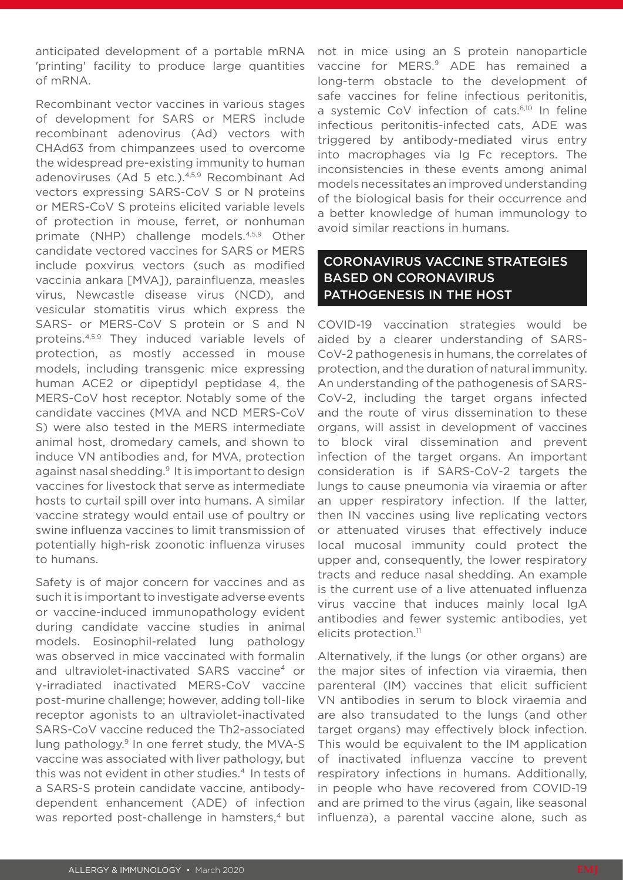anticipated development of a portable mRNA 'printing' facility to produce large quantities of mRNA.

Recombinant vector vaccines in various stages of development for SARS or MERS include recombinant adenovirus (Ad) vectors with CHAd63 from chimpanzees used to overcome the widespread pre-existing immunity to human adenoviruses (Ad 5 etc.).[4,5,9] Recombinant Ad vectors expressing SARS-CoV S or N proteins or MERS-CoV S proteins elicited variable levels of protection in mouse, ferret, or nonhuman primate (NHP) challenge models.[4,5,9] Other candidate vectored vaccines for SARS or MERS include poxvirus vectors (such as modified vaccinia ankara [MVA]), parainfluenza, measles virus, Newcastle disease virus (NCD), and vesicular stomatitis virus which express the SARS- or MERS-CoV S protein or S and N proteins.[4,5,9] They induced variable levels of protection, as mostly accessed in mouse models, including transgenic mice expressing human ACE2 or dipeptidyl peptidase 4, the MERS-CoV host receptor. Notably some of the candidate vaccines (MVA and NCD MERS-CoV S) were also tested in the MERS intermediate animal host, dromedary camels, and shown to induce VN antibodies and, for MVA, protection against nasal shedding.[9] It is important to design vaccines for livestock that serve as intermediate hosts to curtail spill over into humans. A similar vaccine strategy would entail use of poultry or swine influenza vaccines to limit transmission of potentially high-risk zoonotic influenza viruses to humans.

Safety is of major concern for vaccines and as such it is important to investigate adverse events or vaccine-induced immunopathology evident during candidate vaccine studies in animal models. Eosinophil-related lung pathology was observed in mice vaccinated with formalin and ultraviolet-inactivated SARS vaccine[4] or γ-irradiated inactivated MERS-CoV vaccine post-murine challenge; however, adding toll-like receptor agonists to an ultraviolet-inactivated SARS-CoV vaccine reduced the Th2-associated lung pathology.[9] In one ferret study, the MVA-S vaccine was associated with liver pathology, but this was not evident in other studies.[4] In tests of a SARS-S protein candidate vaccine, antibody-dependent enhancement (ADE) of infection was reported post-challenge in hamsters,[4] but not in mice using an S protein nanoparticle vaccine for MERS.[9] ADE has remained a long-term obstacle to the development of safe vaccines for feline infectious peritonitis, a systemic CoV infection of cats.[6,10] In feline infectious peritonitis-infected cats, ADE was triggered by antibody-mediated virus entry into macrophages via Ig Fc receptors. The inconsistencies in these events among animal models necessitates an improved understanding of the biological basis for their occurrence and a better knowledge of human immunology to avoid similar reactions in humans.

## CORONAVIRUS VACCINE STRATEGIES BASED ON CORONAVIRUS PATHOGENESIS IN THE HOST

COVID-19 vaccination strategies would be aided by a clearer understanding of SARS-CoV-2 pathogenesis in humans, the correlates of protection, and the duration of natural immunity. An understanding of the pathogenesis of SARS-CoV-2, including the target organs infected and the route of virus dissemination to these organs, will assist in development of vaccines to block viral dissemination and prevent infection of the target organs. An important consideration is if SARS-CoV-2 targets the lungs to cause pneumonia via viraemia or after an upper respiratory infection. If the latter, then IN vaccines using live replicating vectors or attenuated viruses that effectively induce local mucosal immunity could protect the upper and, consequently, the lower respiratory tracts and reduce nasal shedding. An example is the current use of a live attenuated influenza virus vaccine that induces mainly local IgA antibodies and fewer systemic antibodies, yet elicits protection.[11]

Alternatively, if the lungs (or other organs) are the major sites of infection via viraemia, then parenteral (IM) vaccines that elicit sufficient VN antibodies in serum to block viraemia and are also transudated to the lungs (and other target organs) may effectively block infection. This would be equivalent to the IM application of inactivated influenza vaccine to prevent respiratory infections in humans. Additionally, in people who have recovered from COVID-19 and are primed to the virus (again, like seasonal influenza), a parental vaccine alone, such as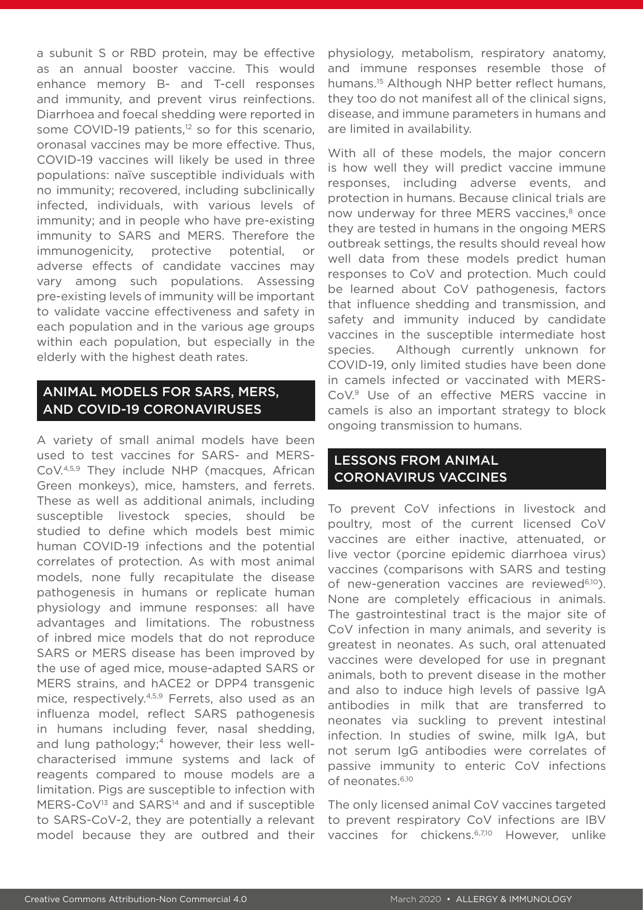a subunit S or RBD protein, may be effective as an annual booster vaccine. This would enhance memory B- and T-cell responses and immunity, and prevent virus reinfections. Diarrhoea and foecal shedding were reported in some COVID-19 patients,[12] so for this scenario, oronasal vaccines may be more effective. Thus, COVID-19 vaccines will likely be used in three populations: naïve susceptible individuals with no immunity; recovered, including subclinically infected, individuals, with various levels of immunity; and in people who have pre-existing immunity to SARS and MERS. Therefore the immunogenicity, protective potential, or adverse effects of candidate vaccines may vary among such populations. Assessing pre-existing levels of immunity will be important to validate vaccine effectiveness and safety in each population and in the various age groups within each population, but especially in the elderly with the highest death rates.

## ANIMAL MODELS FOR SARS, MERS, AND COVID-19 CORONAVIRUSES

A variety of small animal models have been used to test vaccines for SARS- and MERS-CoV.[4,5,9] They include NHP (macques, African Green monkeys), mice, hamsters, and ferrets. These as well as additional animals, including susceptible livestock species, should be studied to define which models best mimic human COVID-19 infections and the potential correlates of protection. As with most animal models, none fully recapitulate the disease pathogenesis in humans or replicate human physiology and immune responses: all have advantages and limitations. The robustness of inbred mice models that do not reproduce SARS or MERS disease has been improved by the use of aged mice, mouse-adapted SARS or MERS strains, and hACE2 or DPP4 transgenic mice, respectively.[4,5,9] Ferrets, also used as an influenza model, reflect SARS pathogenesis in humans including fever, nasal shedding, and lung pathology;[4] however, their less well-characterised immune systems and lack of reagents compared to mouse models are a limitation. Pigs are susceptible to infection with MERS-CoV[13] and SARS[14] and and if susceptible to SARS-CoV-2, they are potentially a relevant model because they are outbred and their physiology, metabolism, respiratory anatomy, and immune responses resemble those of humans.[15] Although NHP better reflect humans, they too do not manifest all of the clinical signs, disease, and immune parameters in humans and are limited in availability.

With all of these models, the major concern is how well they will predict vaccine immune responses, including adverse events, and protection in humans. Because clinical trials are now underway for three MERS vaccines,[8] once they are tested in humans in the ongoing MERS outbreak settings, the results should reveal how well data from these models predict human responses to CoV and protection. Much could be learned about CoV pathogenesis, factors that influence shedding and transmission, and safety and immunity induced by candidate vaccines in the susceptible intermediate host species. Although currently unknown for COVID-19, only limited studies have been done in camels infected or vaccinated with MERS-CoV.[9] Use of an effective MERS vaccine in camels is also an important strategy to block ongoing transmission to humans.

## LESSONS FROM ANIMAL CORONAVIRUS VACCINES

To prevent CoV infections in livestock and poultry, most of the current licensed CoV vaccines are either inactive, attenuated, or live vector (porcine epidemic diarrhoea virus) vaccines (comparisons with SARS and testing of new-generation vaccines are reviewed[6,10]). None are completely efficacious in animals. The gastrointestinal tract is the major site of CoV infection in many animals, and severity is greatest in neonates. As such, oral attenuated vaccines were developed for use in pregnant animals, both to prevent disease in the mother and also to induce high levels of passive IgA antibodies in milk that are transferred to neonates via suckling to prevent intestinal infection. In studies of swine, milk IgA, but not serum IgG antibodies were correlates of passive immunity to enteric CoV infections of neonates.[6,10]

The only licensed animal CoV vaccines targeted to prevent respiratory CoV infections are IBV vaccines for chickens.[6,7,10] However, unlike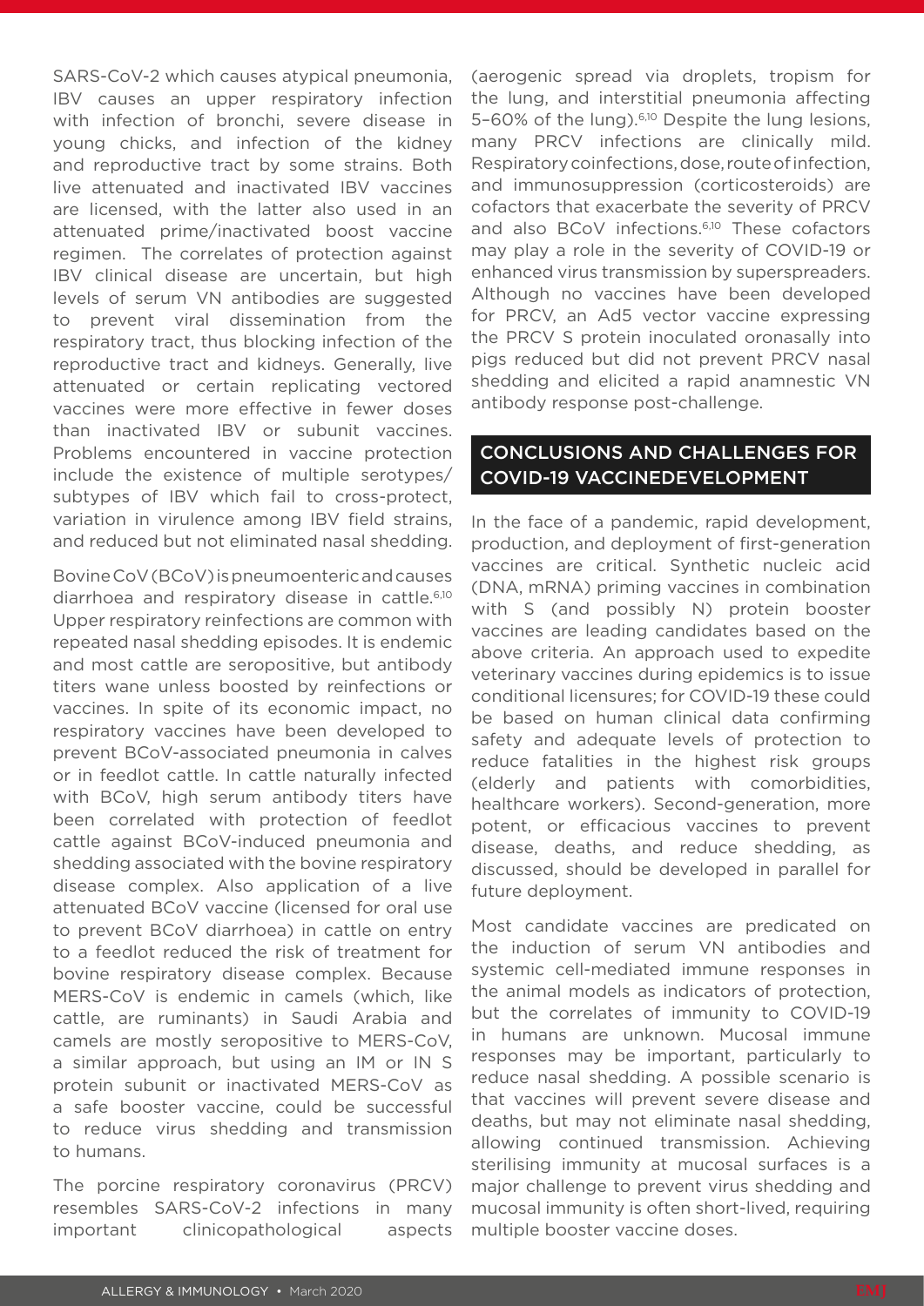SARS-CoV-2 which causes atypical pneumonia, IBV causes an upper respiratory infection with infection of bronchi, severe disease in young chicks, and infection of the kidney and reproductive tract by some strains. Both live attenuated and inactivated IBV vaccines are licensed, with the latter also used in an attenuated prime/inactivated boost vaccine regimen. The correlates of protection against IBV clinical disease are uncertain, but high levels of serum VN antibodies are suggested to prevent viral dissemination from the respiratory tract, thus blocking infection of the reproductive tract and kidneys. Generally, live attenuated or certain replicating vectored vaccines were more effective in fewer doses than inactivated IBV or subunit vaccines. Problems encountered in vaccine protection include the existence of multiple serotypes/subtypes of IBV which fail to cross-protect, variation in virulence among IBV field strains, and reduced but not eliminated nasal shedding.

Bovine CoV (BCoV) is pneumoenteric and causes diarrhoea and respiratory disease in cattle.[6,10] Upper respiratory reinfections are common with repeated nasal shedding episodes. It is endemic and most cattle are seropositive, but antibody titers wane unless boosted by reinfections or vaccines. In spite of its economic impact, no respiratory vaccines have been developed to prevent BCoV-associated pneumonia in calves or in feedlot cattle. In cattle naturally infected with BCoV, high serum antibody titers have been correlated with protection of feedlot cattle against BCoV-induced pneumonia and shedding associated with the bovine respiratory disease complex. Also application of a live attenuated BCoV vaccine (licensed for oral use to prevent BCoV diarrhoea) in cattle on entry to a feedlot reduced the risk of treatment for bovine respiratory disease complex. Because MERS-CoV is endemic in camels (which, like cattle, are ruminants) in Saudi Arabia and camels are mostly seropositive to MERS-CoV, a similar approach, but using an IM or IN S protein subunit or inactivated MERS-CoV as a safe booster vaccine, could be successful to reduce virus shedding and transmission to humans.

The porcine respiratory coronavirus (PRCV) resembles SARS-CoV-2 infections in many important clinicopathological aspects (aerogenic spread via droplets, tropism for the lung, and interstitial pneumonia affecting 5–60% of the lung).[6,10] Despite the lung lesions, many PRCV infections are clinically mild. Respiratory coinfections, dose, route of infection, and immunosuppression (corticosteroids) are cofactors that exacerbate the severity of PRCV and also BCoV infections.[6,10] These cofactors may play a role in the severity of COVID-19 or enhanced virus transmission by superspreaders. Although no vaccines have been developed for PRCV, an Ad5 vector vaccine expressing the PRCV S protein inoculated oronasally into pigs reduced but did not prevent PRCV nasal shedding and elicited a rapid anamnestic VN antibody response post-challenge.

## CONCLUSIONS AND CHALLENGES FOR COVID-19 VACCINEDEVELOPMENT

In the face of a pandemic, rapid development, production, and deployment of first-generation vaccines are critical. Synthetic nucleic acid (DNA, mRNA) priming vaccines in combination with S (and possibly N) protein booster vaccines are leading candidates based on the above criteria. An approach used to expedite veterinary vaccines during epidemics is to issue conditional licensures; for COVID-19 these could be based on human clinical data confirming safety and adequate levels of protection to reduce fatalities in the highest risk groups (elderly and patients with comorbidities, healthcare workers). Second-generation, more potent, or efficacious vaccines to prevent disease, deaths, and reduce shedding, as discussed, should be developed in parallel for future deployment.

Most candidate vaccines are predicated on the induction of serum VN antibodies and systemic cell-mediated immune responses in the animal models as indicators of protection, but the correlates of immunity to COVID-19 in humans are unknown. Mucosal immune responses may be important, particularly to reduce nasal shedding. A possible scenario is that vaccines will prevent severe disease and deaths, but may not eliminate nasal shedding, allowing continued transmission. Achieving sterilising immunity at mucosal surfaces is a major challenge to prevent virus shedding and mucosal immunity is often short-lived, requiring multiple booster vaccine doses.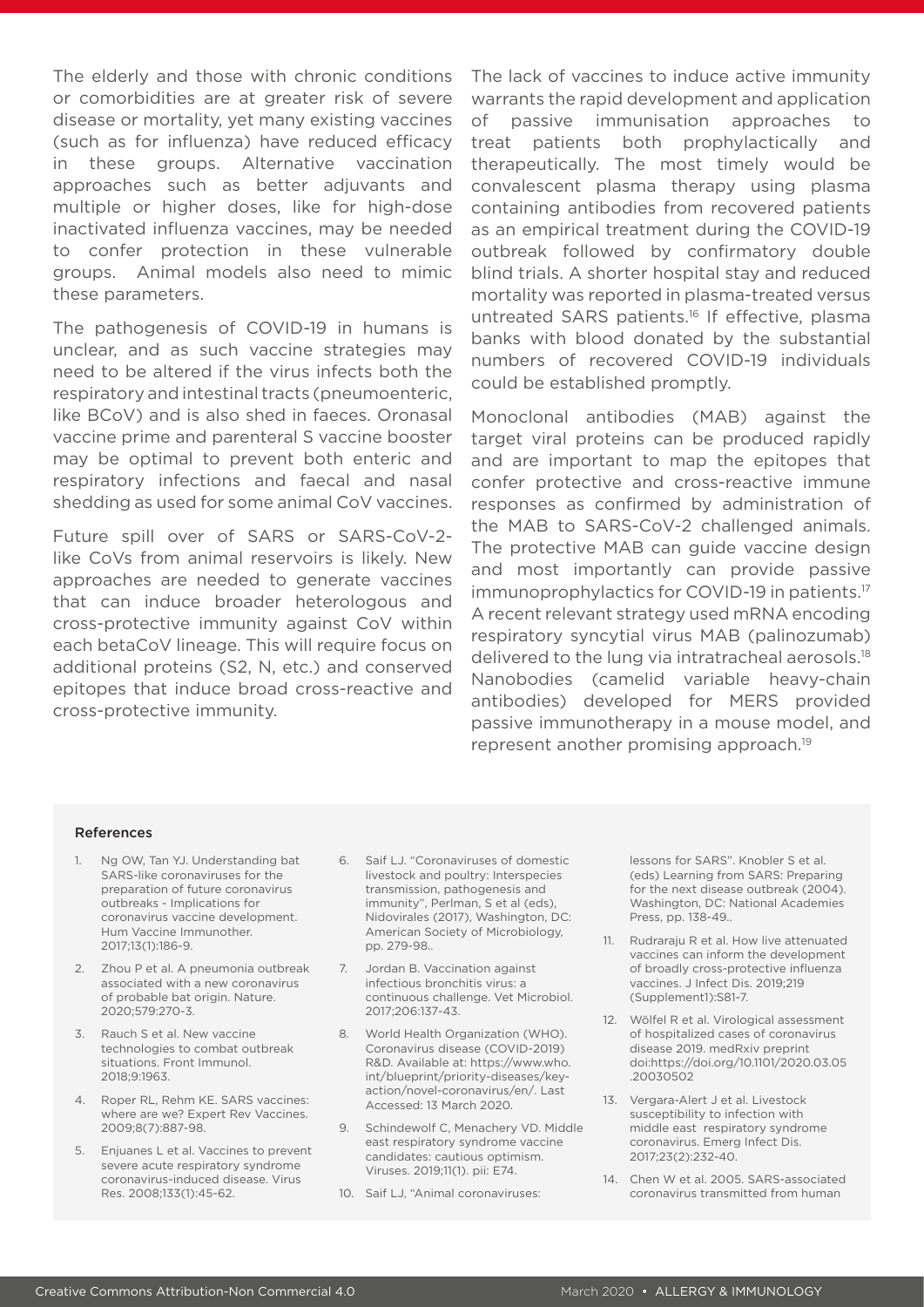The elderly and those with chronic conditions or comorbidities are at greater risk of severe disease or mortality, yet many existing vaccines (such as for influenza) have reduced efficacy in these groups. Alternative vaccination approaches such as better adjuvants and multiple or higher doses, like for high-dose inactivated influenza vaccines, may be needed to confer protection in these vulnerable groups. Animal models also need to mimic these parameters.

The pathogenesis of COVID-19 in humans is unclear, and as such vaccine strategies may need to be altered if the virus infects both the respiratory and intestinal tracts (pneumoenteric, like BCoV) and is also shed in faeces. Oronasal vaccine prime and parenteral S vaccine booster may be optimal to prevent both enteric and respiratory infections and faecal and nasal shedding as used for some animal CoV vaccines.

Future spill over of SARS or SARS-CoV-2-like CoVs from animal reservoirs is likely. New approaches are needed to generate vaccines that can induce broader heterologous and cross-protective immunity against CoV within each betaCoV lineage. This will require focus on additional proteins (S2, N, etc.) and conserved epitopes that induce broad cross-reactive and cross-protective immunity.

The lack of vaccines to induce active immunity warrants the rapid development and application of passive immunisation approaches to treat patients both prophylactically and therapeutically. The most timely would be convalescent plasma therapy using plasma containing antibodies from recovered patients as an empirical treatment during the COVID-19 outbreak followed by confirmatory double blind trials. A shorter hospital stay and reduced mortality was reported in plasma-treated versus untreated SARS patients.[16] If effective, plasma banks with blood donated by the substantial numbers of recovered COVID-19 individuals could be established promptly.

Monoclonal antibodies (MAB) against the target viral proteins can be produced rapidly and are important to map the epitopes that confer protective and cross-reactive immune responses as confirmed by administration of the MAB to SARS-CoV-2 challenged animals. The protective MAB can guide vaccine design and most importantly can provide passive immunoprophylactics for COVID-19 in patients.[17] A recent relevant strategy used mRNA encoding respiratory syncytial virus MAB (palinozumab) delivered to the lung via intratracheal aerosols.[18] Nanobodies (camelid variable heavy-chain antibodies) developed for MERS provided passive immunotherapy in a mouse model, and represent another promising approach.[19]

#### References

1. Ng OW, Tan YJ. Understanding bat SARS-like coronaviruses for the preparation of future coronavirus outbreaks - Implications for coronavirus vaccine development. Hum Vaccine Immunother. 2017;13(1):186-9.
2. Zhou P et al. A pneumonia outbreak associated with a new coronavirus of probable bat origin. Nature. 2020;579:270-3.
3. Rauch S et al. New vaccine technologies to combat outbreak situations. Front Immunol. 2018;9:1963.
4. Roper RL, Rehm KE. SARS vaccines: where are we? Expert Rev Vaccines. 2009;8(7):887-98.
5. Enjuanes L et al. Vaccines to prevent severe acute respiratory syndrome coronavirus-induced disease. Virus Res. 2008;133(1):45-62.
6. Saif LJ. "Coronaviruses of domestic livestock and poultry: Interspecies transmission, pathogenesis and immunity", Perlman, S et al (eds), Nidovirales (2017), Washington, DC: American Society of Microbiology, pp. 279-98..
7. Jordan B. Vaccination against infectious bronchitis virus: a continuous challenge. Vet Microbiol. 2017;206:137-43.
8. World Health Organization (WHO). Coronavirus disease (COVID-2019) R&D. Available at: https://www.who.int/blueprint/priority-diseases/key-action/novel-coronavirus/en/. Last Accessed: 13 March 2020.
9. Schindewolf C, Menachery VD. Middle east respiratory syndrome vaccine candidates: cautious optimism. Viruses. 2019;11(1). pii: E74.
10. Saif LJ, "Animal coronaviruses: lessons for SARS". Knobler S et al. (eds) Learning from SARS: Preparing for the next disease outbreak (2004). Washington, DC: National Academies Press, pp. 138-49..
11. Rudraraju R et al. How live attenuated vaccines can inform the development of broadly cross-protective influenza vaccines. J Infect Dis. 2019;219 (Supplement1):S81-7.
12. Wölfel R et al. Virological assessment of hospitalized cases of coronavirus disease 2019. medRxiv preprint doi:https://doi.org/10.1101/2020.03.05.20030502
13. Vergara-Alert J et al. Livestock susceptibility to infection with middle east respiratory syndrome coronavirus. Emerg Infect Dis. 2017;23(2):232-40.
14. Chen W et al. 2005. SARS-associated coronavirus transmitted from human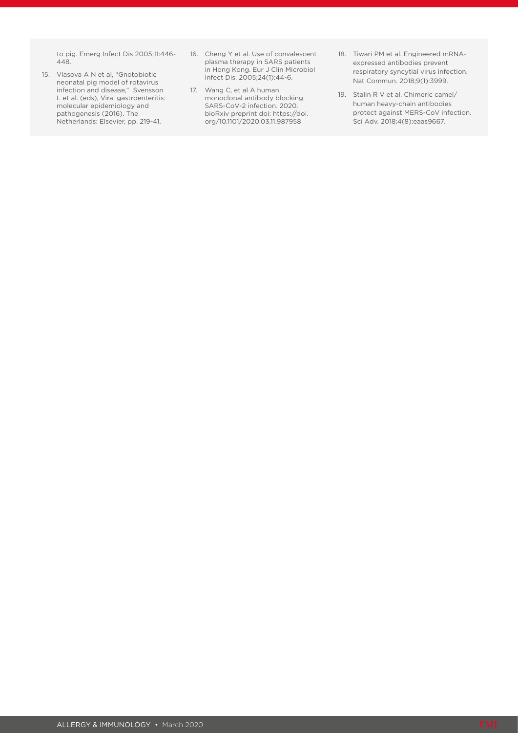to pig. Emerg Infect Dis 2005;11:446-448.

15. Vlasova A N et al, "Gnotobiotic neonatal pig model of rotavirus infection and disease," Svensson L et al. (eds), Viral gastroenteritis: molecular epidemiology and pathogenesis (2016). The Netherlands: Elsevier, pp. 219-41.
16. Cheng Y et al. Use of convalescent plasma therapy in SARS patients in Hong Kong. Eur J Clin Microbiol Infect Dis. 2005;24(1):44-6.
17. Wang C, et al A human monoclonal antibody blocking SARS-CoV-2 infection. 2020. bioRxiv preprint doi: https://doi.org/10.1101/2020.03.11.987958
18. Tiwari PM et al. Engineered mRNA-expressed antibodies prevent respiratory syncytial virus infection. Nat Commun. 2018;9(1):3999.
19. Stalin R V et al. Chimeric camel/human heavy-chain antibodies protect against MERS-CoV infection. Sci Adv. 2018;4(8):eaas9667.